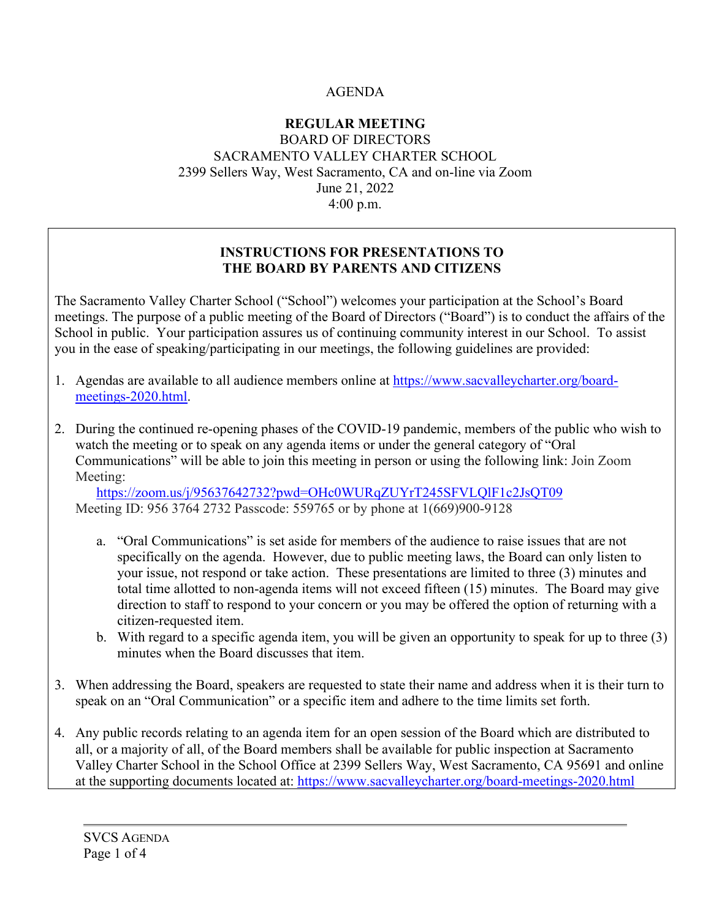AGENDA

**REGULAR MEETING**
BOARD OF DIRECTORS
SACRAMENTO VALLEY CHARTER SCHOOL
2399 Sellers Way, West Sacramento, CA and on-line via Zoom
June 21, 2022
4:00 p.m.

## INSTRUCTIONS FOR PRESENTATIONS TO THE BOARD BY PARENTS AND CITIZENS

The Sacramento Valley Charter School ("School") welcomes your participation at the School's Board meetings. The purpose of a public meeting of the Board of Directors ("Board") is to conduct the affairs of the School in public. Your participation assures us of continuing community interest in our School. To assist you in the ease of speaking/participating in our meetings, the following guidelines are provided:

1. Agendas are available to all audience members online at https://www.sacvalleycharter.org/board-meetings-2020.html.

2. During the continued re-opening phases of the COVID-19 pandemic, members of the public who wish to watch the meeting or to speak on any agenda items or under the general category of "Oral Communications" will be able to join this meeting in person or using the following link: Join Zoom Meeting:
   https://zoom.us/j/95637642732?pwd=OHc0WURqZUYrT245SFVLQlF1c2JsQT09
   Meeting ID: 956 3764 2732 Passcode: 559765 or by phone at 1(669)900-9128

   a. "Oral Communications" is set aside for members of the audience to raise issues that are not specifically on the agenda. However, due to public meeting laws, the Board can only listen to your issue, not respond or take action. These presentations are limited to three (3) minutes and total time allotted to non-agenda items will not exceed fifteen (15) minutes. The Board may give direction to staff to respond to your concern or you may be offered the option of returning with a citizen-requested item.
   b. With regard to a specific agenda item, you will be given an opportunity to speak for up to three (3) minutes when the Board discusses that item.

3. When addressing the Board, speakers are requested to state their name and address when it is their turn to speak on an "Oral Communication" or a specific item and adhere to the time limits set forth.

4. Any public records relating to an agenda item for an open session of the Board which are distributed to all, or a majority of all, of the Board members shall be available for public inspection at Sacramento Valley Charter School in the School Office at 2399 Sellers Way, West Sacramento, CA 95691 and online at the supporting documents located at: https://www.sacvalleycharter.org/board-meetings-2020.html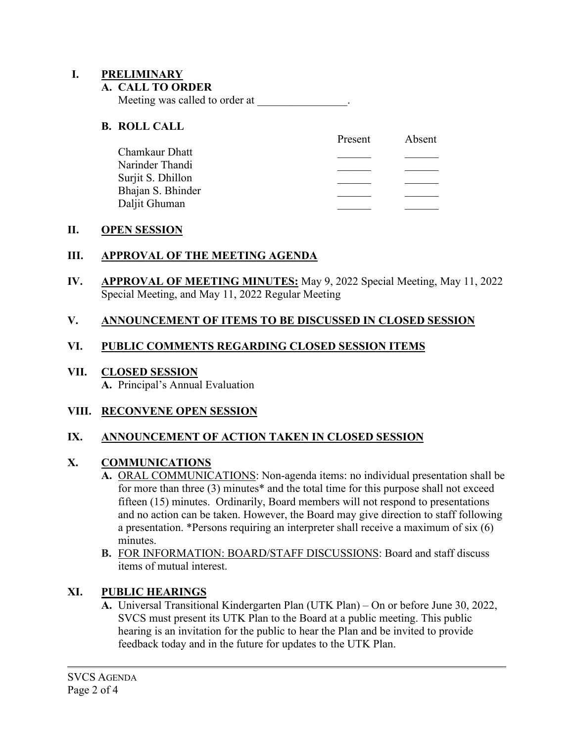## I. PRELIMINARY

### A. CALL TO ORDER

Meeting was called to order at ________________.

### B. ROLL CALL

| | Present | Absent |
|---|---|---|
| Chamkaur Dhatt | ______ | ______ |
| Narinder Thandi | ______ | ______ |
| Surjit S. Dhillon | ______ | ______ |
| Bhajan S. Bhinder | ______ | ______ |
| Daljit Ghuman | ______ | ______ |

## II. OPEN SESSION

## III. APPROVAL OF THE MEETING AGENDA

## IV. APPROVAL OF MEETING MINUTES: May 9, 2022 Special Meeting, May 11, 2022 Special Meeting, and May 11, 2022 Regular Meeting

## V. ANNOUNCEMENT OF ITEMS TO BE DISCUSSED IN CLOSED SESSION

## VI. PUBLIC COMMENTS REGARDING CLOSED SESSION ITEMS

## VII. CLOSED SESSION

**A.** Principal's Annual Evaluation

## VIII. RECONVENE OPEN SESSION

## IX. ANNOUNCEMENT OF ACTION TAKEN IN CLOSED SESSION

## X. COMMUNICATIONS

**A.** ORAL COMMUNICATIONS: Non-agenda items: no individual presentation shall be for more than three (3) minutes* and the total time for this purpose shall not exceed fifteen (15) minutes. Ordinarily, Board members will not respond to presentations and no action can be taken. However, the Board may give direction to staff following a presentation. *Persons requiring an interpreter shall receive a maximum of six (6) minutes.

**B.** FOR INFORMATION: BOARD/STAFF DISCUSSIONS: Board and staff discuss items of mutual interest.

## XI. PUBLIC HEARINGS

**A.** Universal Transitional Kindergarten Plan (UTK Plan) – On or before June 30, 2022, SVCS must present its UTK Plan to the Board at a public meeting. This public hearing is an invitation for the public to hear the Plan and be invited to provide feedback today and in the future for updates to the UTK Plan.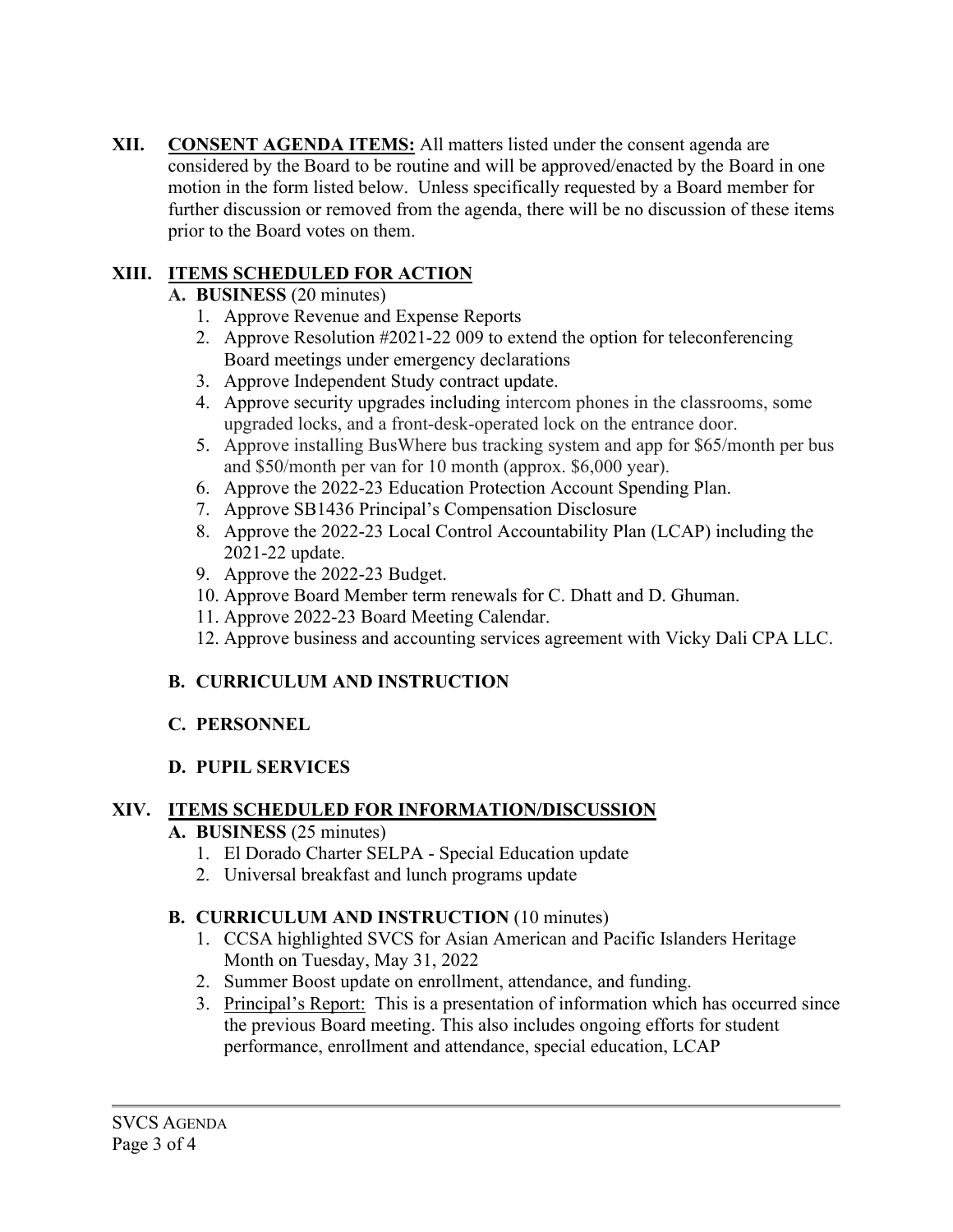**XII. <u>CONSENT AGENDA ITEMS:</u>** All matters listed under the consent agenda are considered by the Board to be routine and will be approved/enacted by the Board in one motion in the form listed below. Unless specifically requested by a Board member for further discussion or removed from the agenda, there will be no discussion of these items prior to the Board votes on them.

**XIII. <u>ITEMS SCHEDULED FOR ACTION</u>**

**A. BUSINESS** (20 minutes)

1. Approve Revenue and Expense Reports
2. Approve Resolution #2021-22 009 to extend the option for teleconferencing Board meetings under emergency declarations
3. Approve Independent Study contract update.
4. Approve security upgrades including intercom phones in the classrooms, some upgraded locks, and a front-desk-operated lock on the entrance door.
5. Approve installing BusWhere bus tracking system and app for $65/month per bus and $50/month per van for 10 month (approx. $6,000 year).
6. Approve the 2022-23 Education Protection Account Spending Plan.
7. Approve SB1436 Principal's Compensation Disclosure
8. Approve the 2022-23 Local Control Accountability Plan (LCAP) including the 2021-22 update.
9. Approve the 2022-23 Budget.
10. Approve Board Member term renewals for C. Dhatt and D. Ghuman.
11. Approve 2022-23 Board Meeting Calendar.
12. Approve business and accounting services agreement with Vicky Dali CPA LLC.

**B. CURRICULUM AND INSTRUCTION**

**C. PERSONNEL**

**D. PUPIL SERVICES**

**XIV. <u>ITEMS SCHEDULED FOR INFORMATION/DISCUSSION</u>**

**A. BUSINESS** (25 minutes)

1. El Dorado Charter SELPA - Special Education update
2. Universal breakfast and lunch programs update

**B. CURRICULUM AND INSTRUCTION** (10 minutes)

1. CCSA highlighted SVCS for Asian American and Pacific Islanders Heritage Month on Tuesday, May 31, 2022
2. Summer Boost update on enrollment, attendance, and funding.
3. <u>Principal's Report:</u> This is a presentation of information which has occurred since the previous Board meeting. This also includes ongoing efforts for student performance, enrollment and attendance, special education, LCAP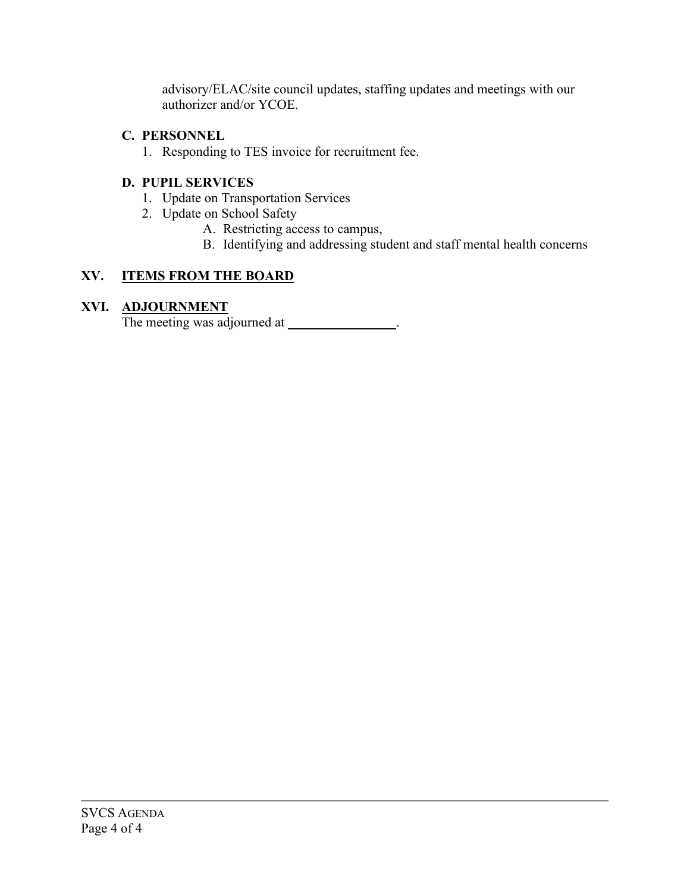advisory/ELAC/site council updates, staffing updates and meetings with our authorizer and/or YCOE.

### C. PERSONNEL

1. Responding to TES invoice for recruitment fee.

### D. PUPIL SERVICES

1. Update on Transportation Services
2. Update on School Safety
   - A. Restricting access to campus,
   - B. Identifying and addressing student and staff mental health concerns

## XV. ITEMS FROM THE BOARD

## XVI. ADJOURNMENT

The meeting was adjourned at ________________.